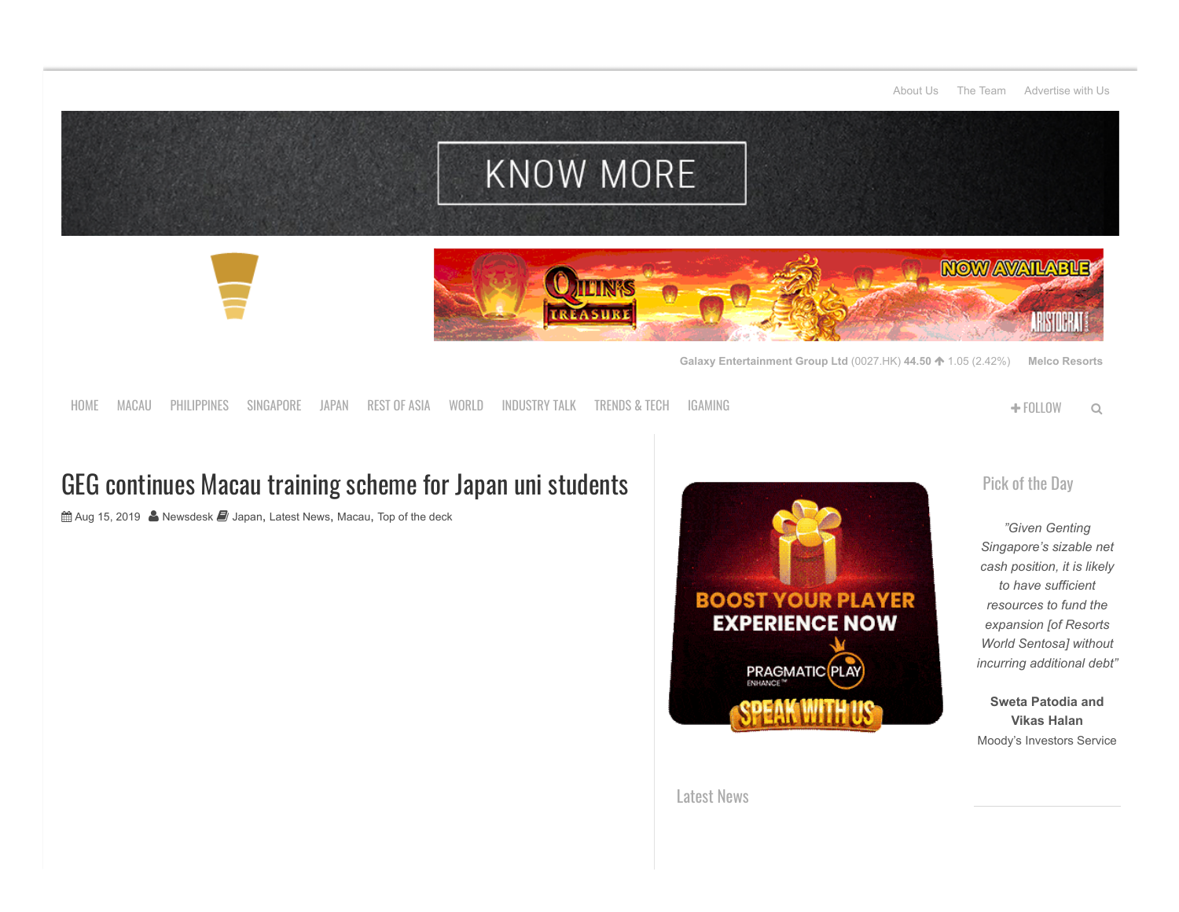About Us The Team Advertise with Us

KNOW MORE

Galaxy Entertainment Group Ltd (0027.HK) 44.50 ↑ 1.05 (2.42%) Melco Resorts

HOME MACAU PHILIPPINES SINGAPORE JAPAN REST OF ASIA WORLD INDUSTRY TALK TRENDS & TECH IGAMING + FOLLOW

# GEG continues Macau training scheme for Japan uni students

Aug 15, 2019 Newsdesk Japan, Latest News, Macau, Top of the deck

## Pick of the Day

*"Given Genting Singapore's sizable net cash position, it is likely to have sufficient resources to fund the expansion [of Resorts World Sentosa] without incurring additional debt"*

**Sweta Patodia and Vikas Halan**
Moody's Investors Service

## Latest News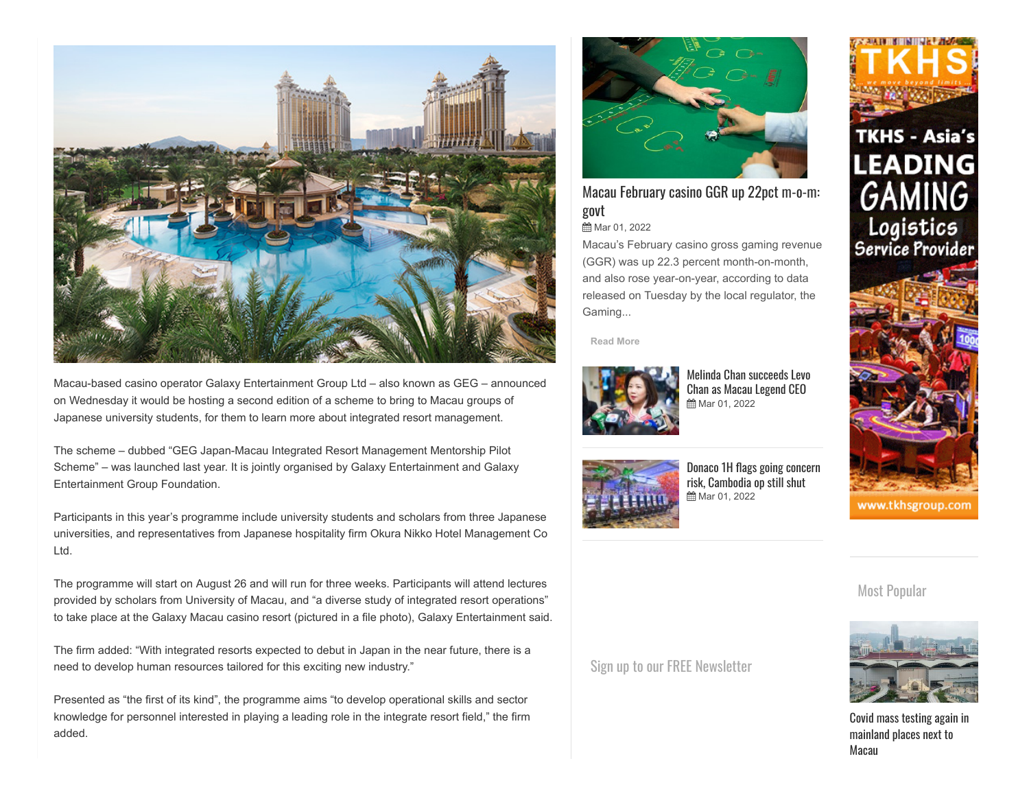Macau-based casino operator Galaxy Entertainment Group Ltd – also known as GEG – announced on Wednesday it would be hosting a second edition of a scheme to bring to Macau groups of Japanese university students, for them to learn more about integrated resort management.

The scheme – dubbed "GEG Japan-Macau Integrated Resort Management Mentorship Pilot Scheme" – was launched last year. It is jointly organised by Galaxy Entertainment and Galaxy Entertainment Group Foundation.

Participants in this year's programme include university students and scholars from three Japanese universities, and representatives from Japanese hospitality firm Okura Nikko Hotel Management Co Ltd.

The programme will start on August 26 and will run for three weeks. Participants will attend lectures provided by scholars from University of Macau, and "a diverse study of integrated resort operations" to take place at the Galaxy Macau casino resort (pictured in a file photo), Galaxy Entertainment said.

The firm added: "With integrated resorts expected to debut in Japan in the near future, there is a need to develop human resources tailored for this exciting new industry."

Presented as "the first of its kind", the programme aims "to develop operational skills and sector knowledge for personnel interested in playing a leading role in the integrate resort field," the firm added.

### Macau February casino GGR up 22pct m-o-m: govt

Mar 01, 2022

Macau's February casino gross gaming revenue (GGR) was up 22.3 percent month-on-month, and also rose year-on-year, according to data released on Tuesday by the local regulator, the Gaming...

Read More

### Melinda Chan succeeds Levo Chan as Macau Legend CEO

Mar 01, 2022

### Donaco 1H flags going concern risk, Cambodia op still shut

Mar 01, 2022

Sign up to our FREE Newsletter

TKHS - Asia's LEADING GAMING Logistics Service Provider

www.tkhsgroup.com

## Most Popular

Covid mass testing again in mainland places next to Macau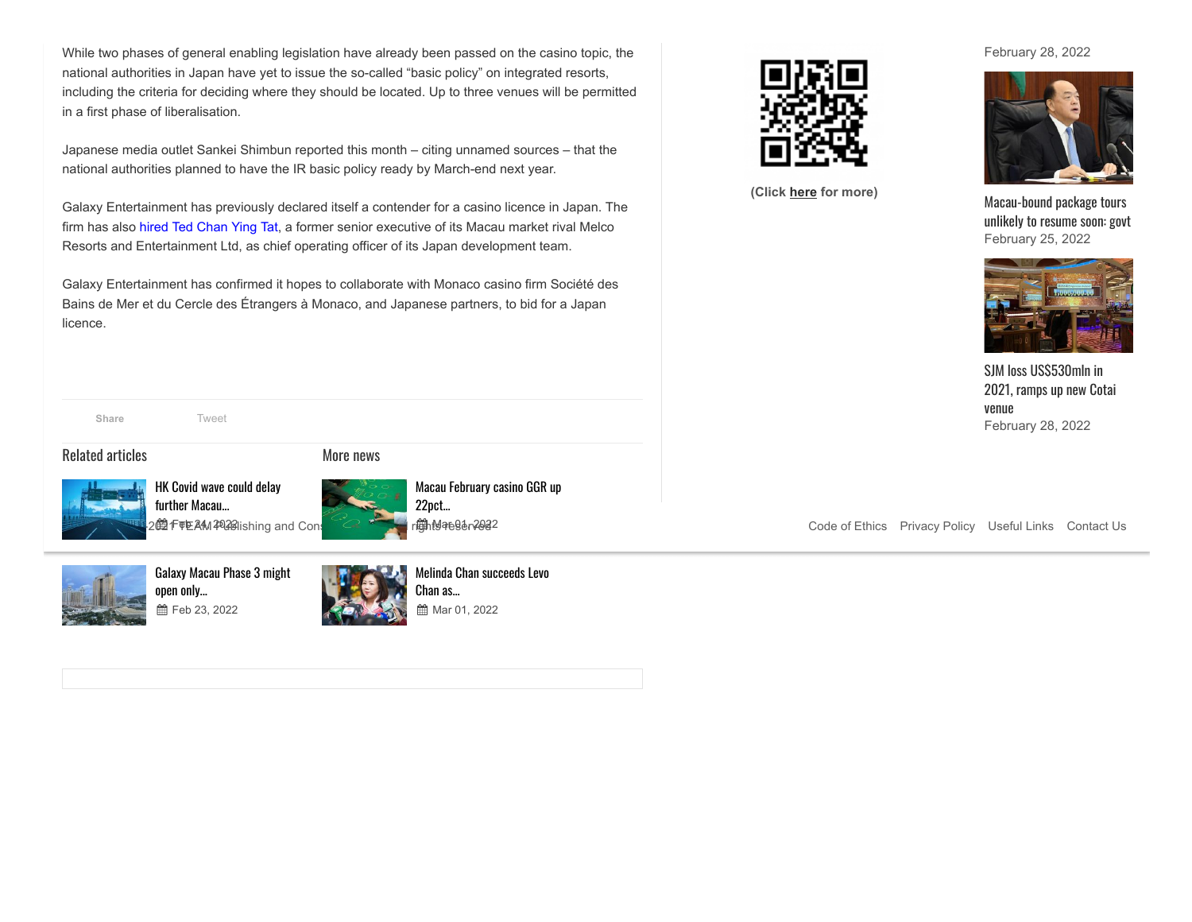While two phases of general enabling legislation have already been passed on the casino topic, the national authorities in Japan have yet to issue the so-called "basic policy" on integrated resorts, including the criteria for deciding where they should be located. Up to three venues will be permitted in a first phase of liberalisation.

Japanese media outlet Sankei Shimbun reported this month – citing unnamed sources – that the national authorities planned to have the IR basic policy ready by March-end next year.

Galaxy Entertainment has previously declared itself a contender for a casino licence in Japan. The firm has also hired Ted Chan Ying Tat, a former senior executive of its Macau market rival Melco Resorts and Entertainment Ltd, as chief operating officer of its Japan development team.

Galaxy Entertainment has confirmed it hopes to collaborate with Monaco casino firm Société des Bains de Mer et du Cercle des Étrangers à Monaco, and Japanese partners, to bid for a Japan licence.

Share Tweet

## Related articles

HK Covid wave could delay further Macau...
Feb 24, 2022

Galaxy Macau Phase 3 might open only...
Feb 23, 2022

## More news

Macau February casino GGR up 22pct...
Mar 01, 2022

Melinda Chan succeeds Levo Chan as...
Mar 01, 2022

(Click here for more)

February 28, 2022

Macau-bound package tours unlikely to resume soon: govt
February 25, 2022

SJM loss US$530mln in 2021, ramps up new Cotai venue
February 28, 2022

2021 TEAM Publishing and Con... rights reserved

Code of Ethics Privacy Policy Useful Links Contact Us